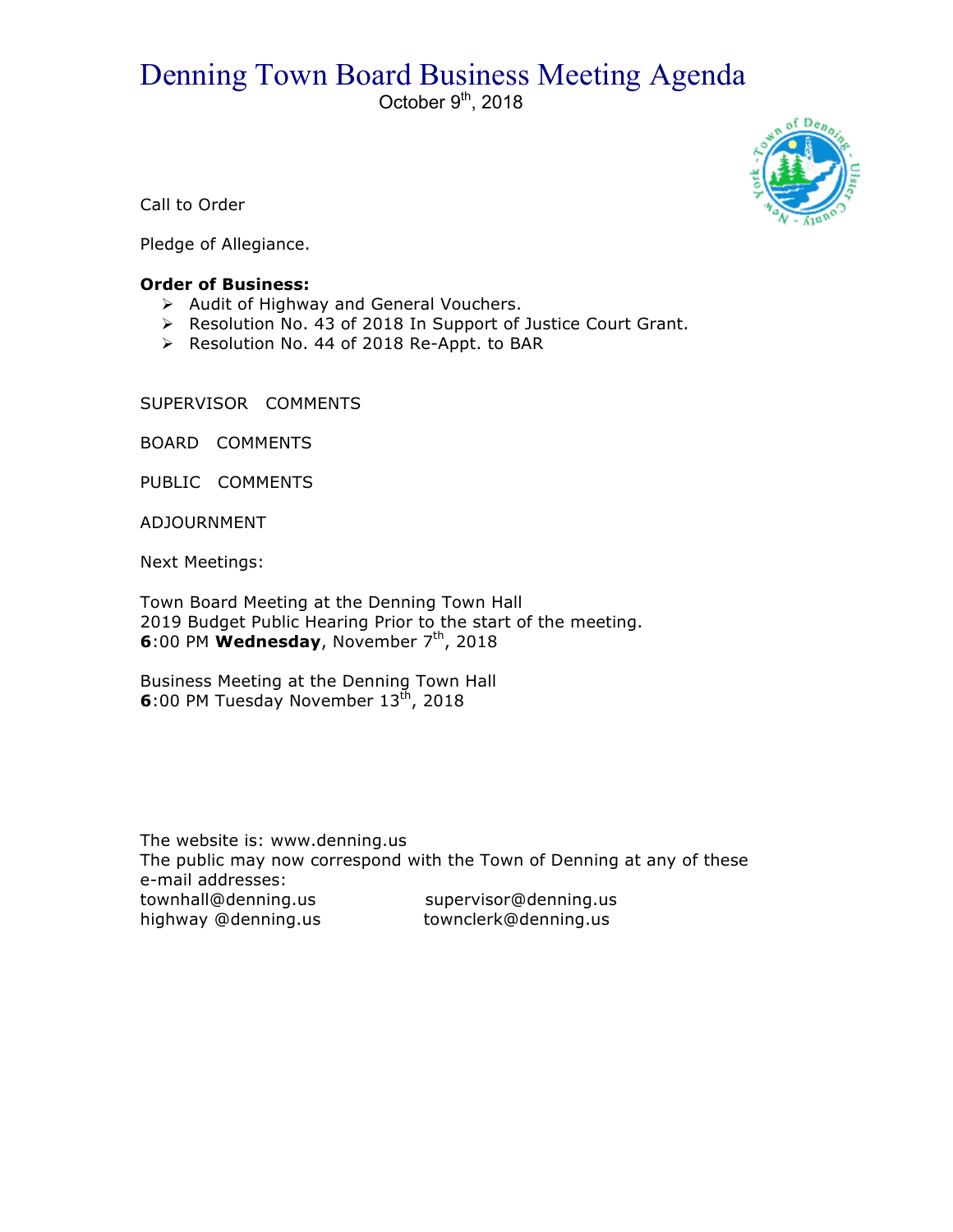# Denning Town Board Business Meeting Agenda

October 9th, 2018

Call to Order

Pledge of Allegiance.

**Order of Business:**

- Audit of Highway and General Vouchers.
- Resolution No. 43 of 2018 In Support of Justice Court Grant.
- Resolution No. 44 of 2018 Re-Appt. to BAR

SUPERVISOR COMMENTS

BOARD COMMENTS

PUBLIC COMMENTS

ADJOURNMENT

Next Meetings:

Town Board Meeting at the Denning Town Hall
2019 Budget Public Hearing Prior to the start of the meeting.
**6**:00 PM **Wednesday**, November 7th, 2018

Business Meeting at the Denning Town Hall
**6**:00 PM Tuesday November 13th, 2018

The website is: www.denning.us
The public may now correspond with the Town of Denning at any of these e-mail addresses:

townhall@denning.us supervisor@denning.us
highway @denning.us townclerk@denning.us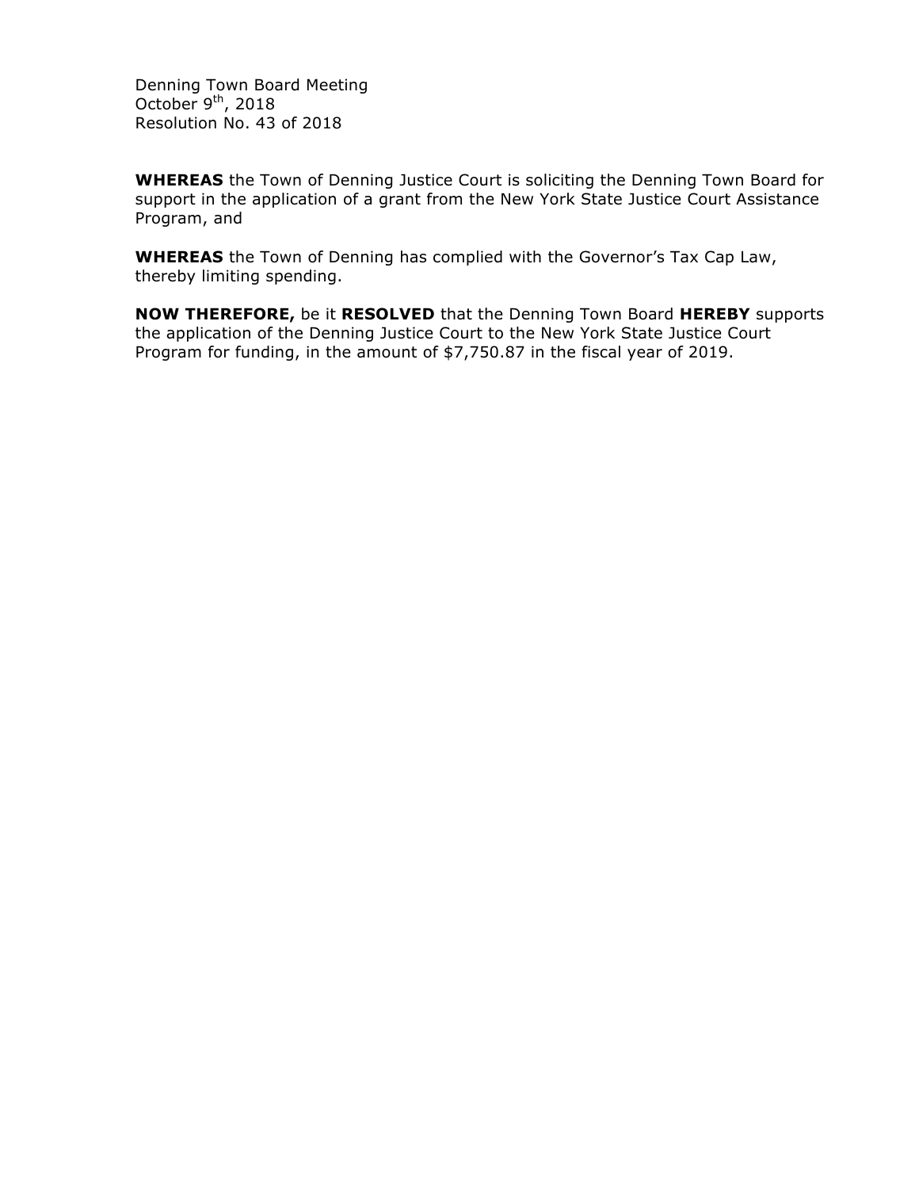Denning Town Board Meeting
October 9th, 2018
Resolution No. 43 of 2018

**WHEREAS** the Town of Denning Justice Court is soliciting the Denning Town Board for support in the application of a grant from the New York State Justice Court Assistance Program, and

**WHEREAS** the Town of Denning has complied with the Governor's Tax Cap Law, thereby limiting spending.

**NOW THEREFORE,** be it **RESOLVED** that the Denning Town Board **HEREBY** supports the application of the Denning Justice Court to the New York State Justice Court Program for funding, in the amount of $7,750.87 in the fiscal year of 2019.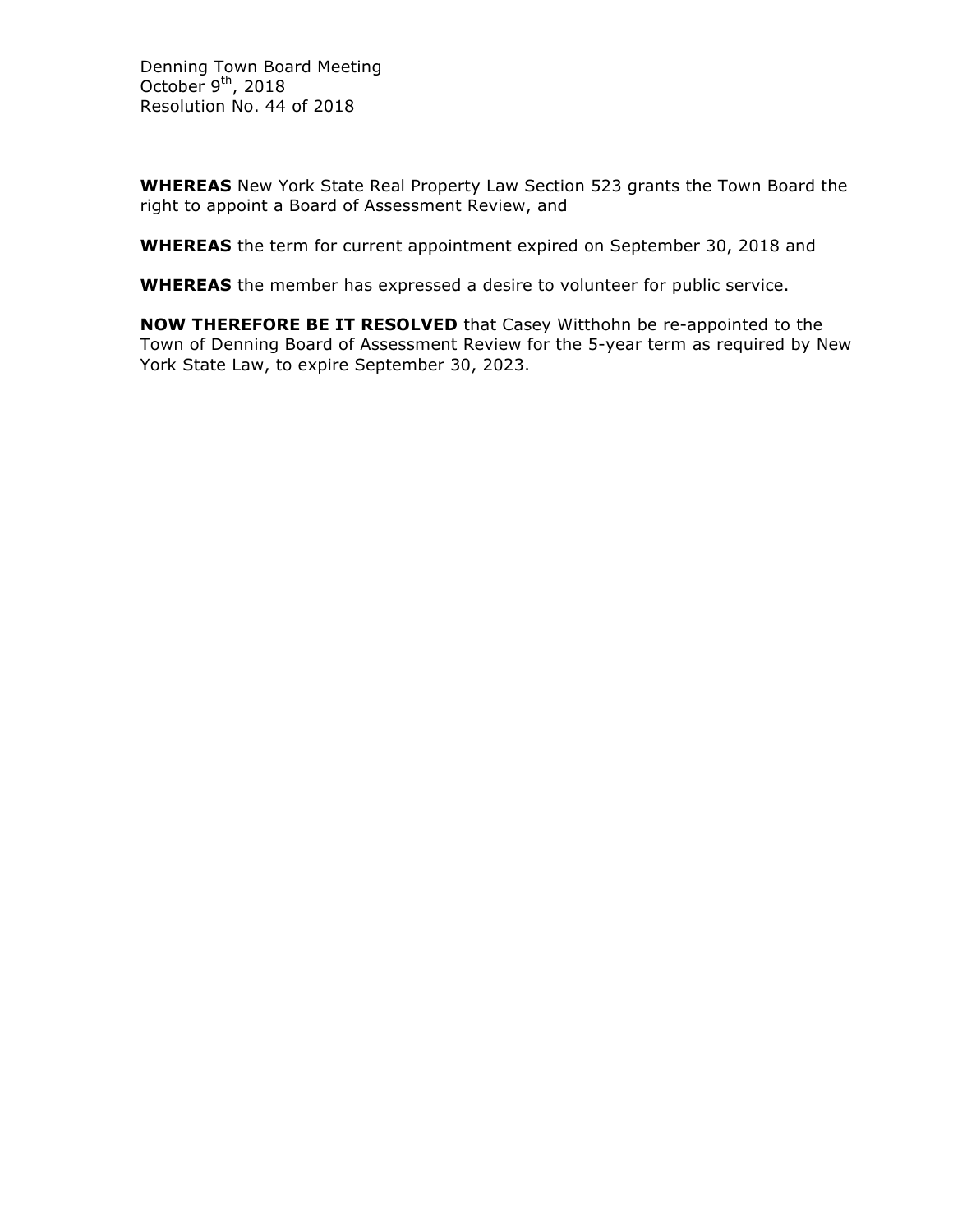Denning Town Board Meeting
October 9th, 2018
Resolution No. 44 of 2018

**WHEREAS** New York State Real Property Law Section 523 grants the Town Board the right to appoint a Board of Assessment Review, and

**WHEREAS** the term for current appointment expired on September 30, 2018 and

**WHEREAS** the member has expressed a desire to volunteer for public service.

**NOW THEREFORE BE IT RESOLVED** that Casey Witthohn be re-appointed to the Town of Denning Board of Assessment Review for the 5-year term as required by New York State Law, to expire September 30, 2023.